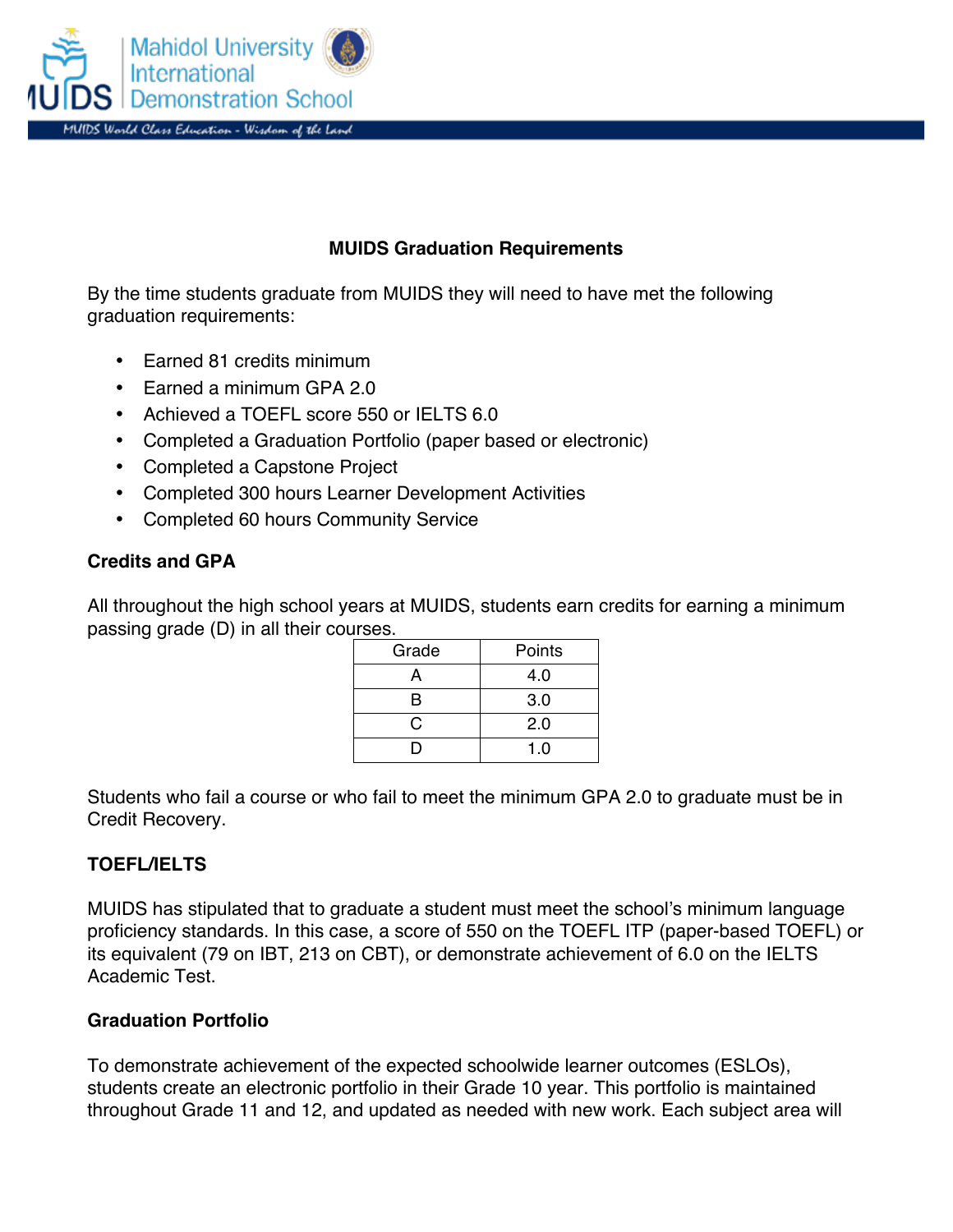Mahidol University International Demonstration School

MUIDS World Class Education - Wisdom of the Land

## MUIDS Graduation Requirements

By the time students graduate from MUIDS they will need to have met the following graduation requirements:

- Earned 81 credits minimum
- Earned a minimum GPA 2.0
- Achieved a TOEFL score 550 or IELTS 6.0
- Completed a Graduation Portfolio (paper based or electronic)
- Completed a Capstone Project
- Completed 300 hours Learner Development Activities
- Completed 60 hours Community Service

### Credits and GPA

All throughout the high school years at MUIDS, students earn credits for earning a minimum passing grade (D) in all their courses.

| Grade | Points |
|---|---|
| A | 4.0 |
| B | 3.0 |
| C | 2.0 |
| D | 1.0 |

Students who fail a course or who fail to meet the minimum GPA 2.0 to graduate must be in Credit Recovery.

### TOEFL/IELTS

MUIDS has stipulated that to graduate a student must meet the school's minimum language proficiency standards. In this case, a score of 550 on the TOEFL ITP (paper-based TOEFL) or its equivalent (79 on IBT, 213 on CBT), or demonstrate achievement of 6.0 on the IELTS Academic Test.

### Graduation Portfolio

To demonstrate achievement of the expected schoolwide learner outcomes (ESLOs), students create an electronic portfolio in their Grade 10 year. This portfolio is maintained throughout Grade 11 and 12, and updated as needed with new work. Each subject area will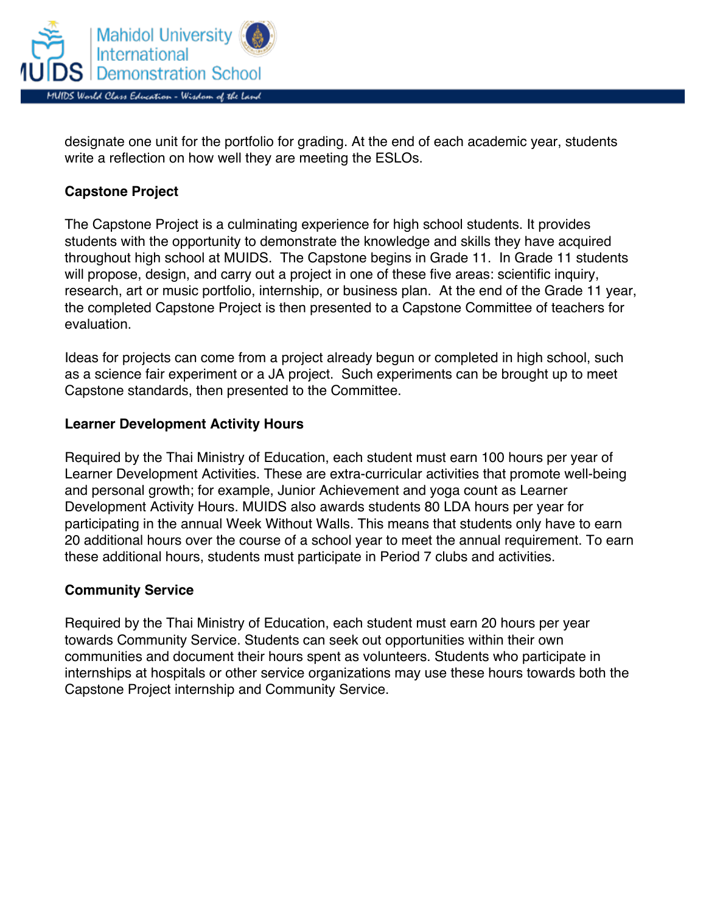designate one unit for the portfolio for grading. At the end of each academic year, students write a reflection on how well they are meeting the ESLOs.

**Capstone Project**

The Capstone Project is a culminating experience for high school students. It provides students with the opportunity to demonstrate the knowledge and skills they have acquired throughout high school at MUIDS. The Capstone begins in Grade 11. In Grade 11 students will propose, design, and carry out a project in one of these five areas: scientific inquiry, research, art or music portfolio, internship, or business plan. At the end of the Grade 11 year, the completed Capstone Project is then presented to a Capstone Committee of teachers for evaluation.

Ideas for projects can come from a project already begun or completed in high school, such as a science fair experiment or a JA project. Such experiments can be brought up to meet Capstone standards, then presented to the Committee.

**Learner Development Activity Hours**

Required by the Thai Ministry of Education, each student must earn 100 hours per year of Learner Development Activities. These are extra-curricular activities that promote well-being and personal growth; for example, Junior Achievement and yoga count as Learner Development Activity Hours. MUIDS also awards students 80 LDA hours per year for participating in the annual Week Without Walls. This means that students only have to earn 20 additional hours over the course of a school year to meet the annual requirement. To earn these additional hours, students must participate in Period 7 clubs and activities.

**Community Service**

Required by the Thai Ministry of Education, each student must earn 20 hours per year towards Community Service. Students can seek out opportunities within their own communities and document their hours spent as volunteers. Students who participate in internships at hospitals or other service organizations may use these hours towards both the Capstone Project internship and Community Service.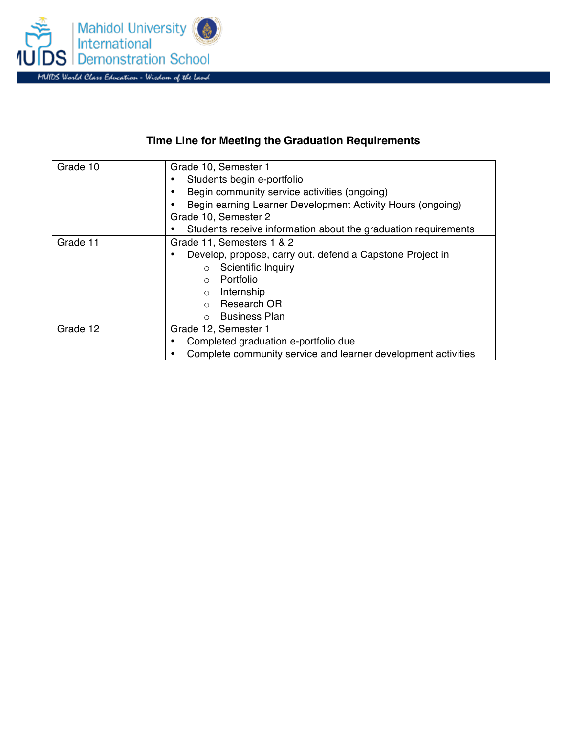Mahidol University International Demonstration School

MUIDS World Class Education - Wisdom of the Land

## Time Line for Meeting the Graduation Requirements

| | |
|---|---|
| Grade 10 | Grade 10, Semester 1<br>• Students begin e-portfolio<br>• Begin community service activities (ongoing)<br>• Begin earning Learner Development Activity Hours (ongoing)<br>Grade 10, Semester 2<br>• Students receive information about the graduation requirements |
| Grade 11 | Grade 11, Semesters 1 & 2<br>• Develop, propose, carry out. defend a Capstone Project in<br>  ○ Scientific Inquiry<br>  ○ Portfolio<br>  ○ Internship<br>  ○ Research OR<br>  ○ Business Plan |
| Grade 12 | Grade 12, Semester 1<br>• Completed graduation e-portfolio due<br>• Complete community service and learner development activities |